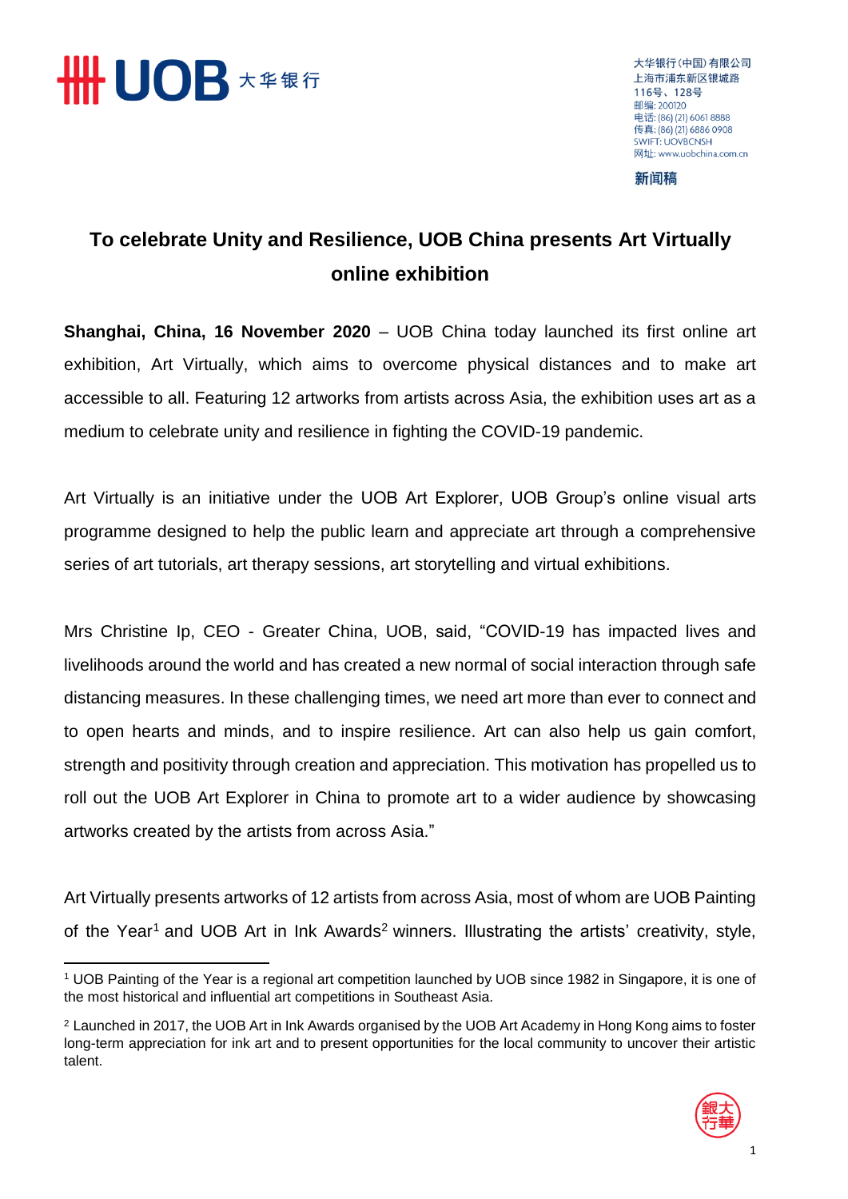大华银行（中国）有限公司
上海市浦东新区银城路
116号、128号
邮编: 200120
电话: (86) (21) 6061 8888
传真: (86) (21) 6886 0908
SWIFT: UOVBCNSH
网址: www.uobchina.com.cn

新闻稿

# To celebrate Unity and Resilience, UOB China presents Art Virtually online exhibition

**Shanghai, China, 16 November 2020** – UOB China today launched its first online art exhibition, Art Virtually, which aims to overcome physical distances and to make art accessible to all. Featuring 12 artworks from artists across Asia, the exhibition uses art as a medium to celebrate unity and resilience in fighting the COVID-19 pandemic.

Art Virtually is an initiative under the UOB Art Explorer, UOB Group's online visual arts programme designed to help the public learn and appreciate art through a comprehensive series of art tutorials, art therapy sessions, art storytelling and virtual exhibitions.

Mrs Christine Ip, CEO - Greater China, UOB, said, "COVID-19 has impacted lives and livelihoods around the world and has created a new normal of social interaction through safe distancing measures. In these challenging times, we need art more than ever to connect and to open hearts and minds, and to inspire resilience. Art can also help us gain comfort, strength and positivity through creation and appreciation. This motivation has propelled us to roll out the UOB Art Explorer in China to promote art to a wider audience by showcasing artworks created by the artists from across Asia."

Art Virtually presents artworks of 12 artists from across Asia, most of whom are UOB Painting of the Year[1] and UOB Art in Ink Awards[2] winners. Illustrating the artists' creativity, style,

---

[1] UOB Painting of the Year is a regional art competition launched by UOB since 1982 in Singapore, it is one of the most historical and influential art competitions in Southeast Asia.

[2] Launched in 2017, the UOB Art in Ink Awards organised by the UOB Art Academy in Hong Kong aims to foster long-term appreciation for ink art and to present opportunities for the local community to uncover their artistic talent.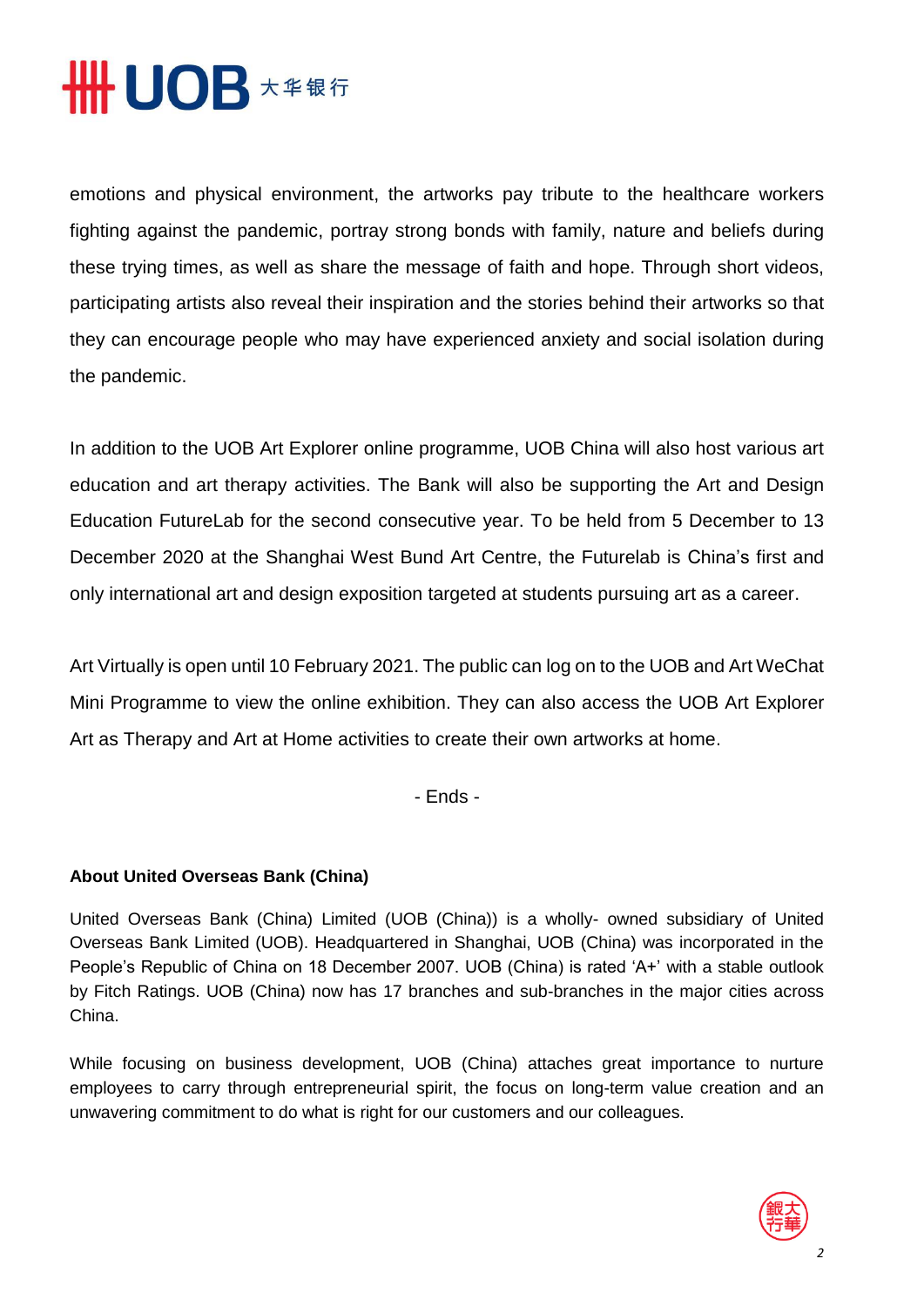emotions and physical environment, the artworks pay tribute to the healthcare workers fighting against the pandemic, portray strong bonds with family, nature and beliefs during these trying times, as well as share the message of faith and hope. Through short videos, participating artists also reveal their inspiration and the stories behind their artworks so that they can encourage people who may have experienced anxiety and social isolation during the pandemic.

In addition to the UOB Art Explorer online programme, UOB China will also host various art education and art therapy activities. The Bank will also be supporting the Art and Design Education FutureLab for the second consecutive year. To be held from 5 December to 13 December 2020 at the Shanghai West Bund Art Centre, the Futurelab is China's first and only international art and design exposition targeted at students pursuing art as a career.

Art Virtually is open until 10 February 2021. The public can log on to the UOB and Art WeChat Mini Programme to view the online exhibition. They can also access the UOB Art Explorer Art as Therapy and Art at Home activities to create their own artworks at home.

- Ends -

**About United Overseas Bank (China)**

United Overseas Bank (China) Limited (UOB (China)) is a wholly- owned subsidiary of United Overseas Bank Limited (UOB). Headquartered in Shanghai, UOB (China) was incorporated in the People's Republic of China on 18 December 2007. UOB (China) is rated 'A+' with a stable outlook by Fitch Ratings. UOB (China) now has 17 branches and sub-branches in the major cities across China.

While focusing on business development, UOB (China) attaches great importance to nurture employees to carry through entrepreneurial spirit, the focus on long-term value creation and an unwavering commitment to do what is right for our customers and our colleagues.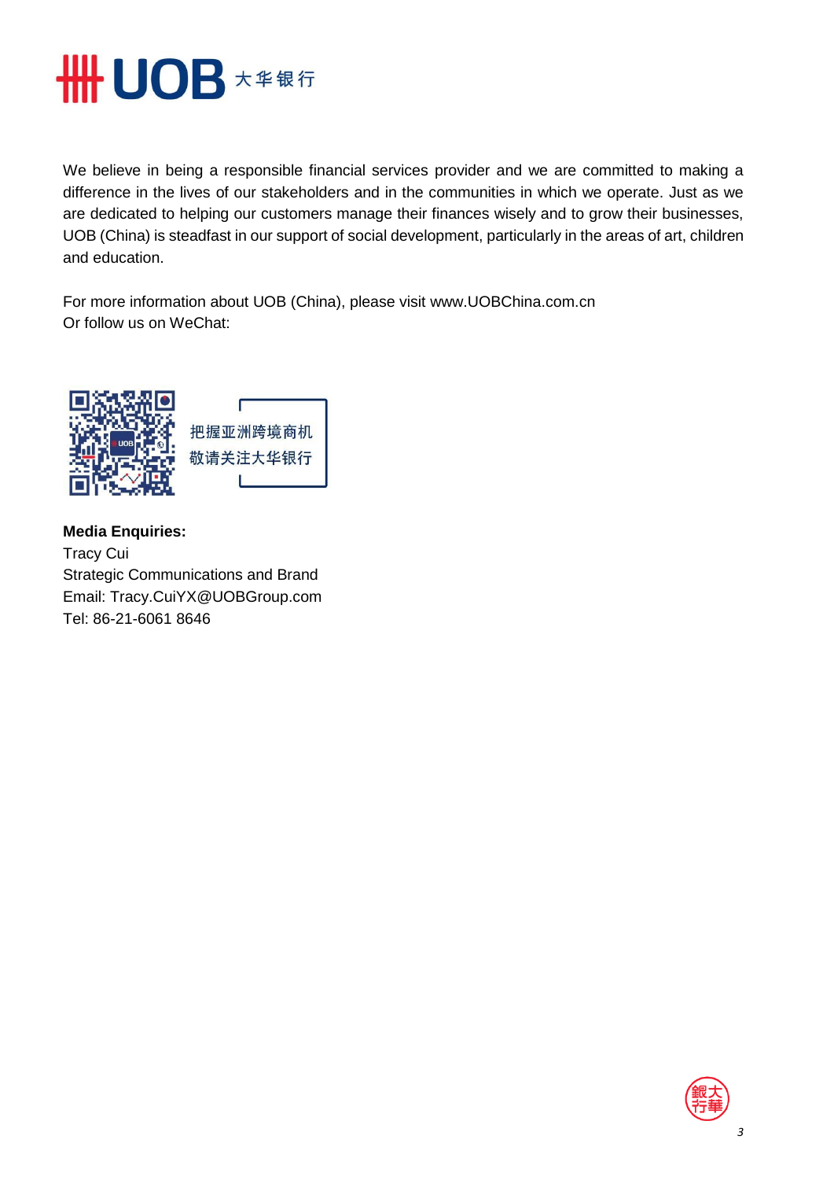We believe in being a responsible financial services provider and we are committed to making a difference in the lives of our stakeholders and in the communities in which we operate. Just as we are dedicated to helping our customers manage their finances wisely and to grow their businesses, UOB (China) is steadfast in our support of social development, particularly in the areas of art, children and education.

For more information about UOB (China), please visit www.UOBChina.com.cn
Or follow us on WeChat:

把握亚洲跨境商机
敬请关注大华银行

**Media Enquiries:**
Tracy Cui
Strategic Communications and Brand
Email: Tracy.CuiYX@UOBGroup.com
Tel: 86-21-6061 8646